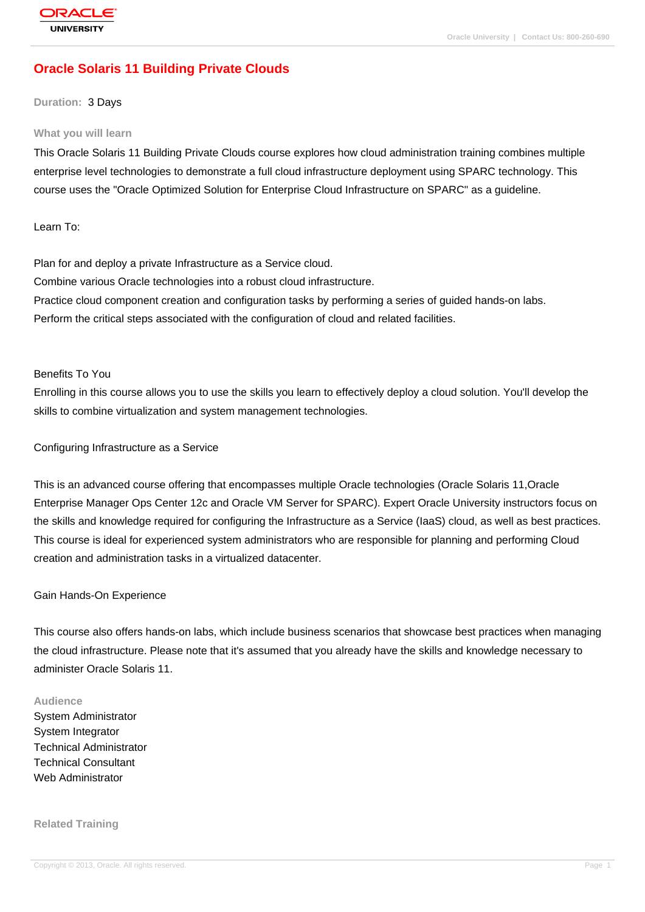# Oracle Solaris 11 Building Private Clouds

**Duration:** 3 Days

## What you will learn

This Oracle Solaris 11 Building Private Clouds course explores how cloud administration training combines multiple enterprise level technologies to demonstrate a full cloud infrastructure deployment using SPARC technology. This course uses the "Oracle Optimized Solution for Enterprise Cloud Infrastructure on SPARC" as a guideline.

Learn To:

Plan for and deploy a private Infrastructure as a Service cloud.
Combine various Oracle technologies into a robust cloud infrastructure.
Practice cloud component creation and configuration tasks by performing a series of guided hands-on labs.
Perform the critical steps associated with the configuration of cloud and related facilities.

Benefits To You

Enrolling in this course allows you to use the skills you learn to effectively deploy a cloud solution. You'll develop the skills to combine virtualization and system management technologies.

Configuring Infrastructure as a Service

This is an advanced course offering that encompasses multiple Oracle technologies (Oracle Solaris 11,Oracle Enterprise Manager Ops Center 12c and Oracle VM Server for SPARC). Expert Oracle University instructors focus on the skills and knowledge required for configuring the Infrastructure as a Service (IaaS) cloud, as well as best practices. This course is ideal for experienced system administrators who are responsible for planning and performing Cloud creation and administration tasks in a virtualized datacenter.

Gain Hands-On Experience

This course also offers hands-on labs, which include business scenarios that showcase best practices when managing the cloud infrastructure. Please note that it's assumed that you already have the skills and knowledge necessary to administer Oracle Solaris 11.

## Audience

System Administrator
System Integrator
Technical Administrator
Technical Consultant
Web Administrator

## Related Training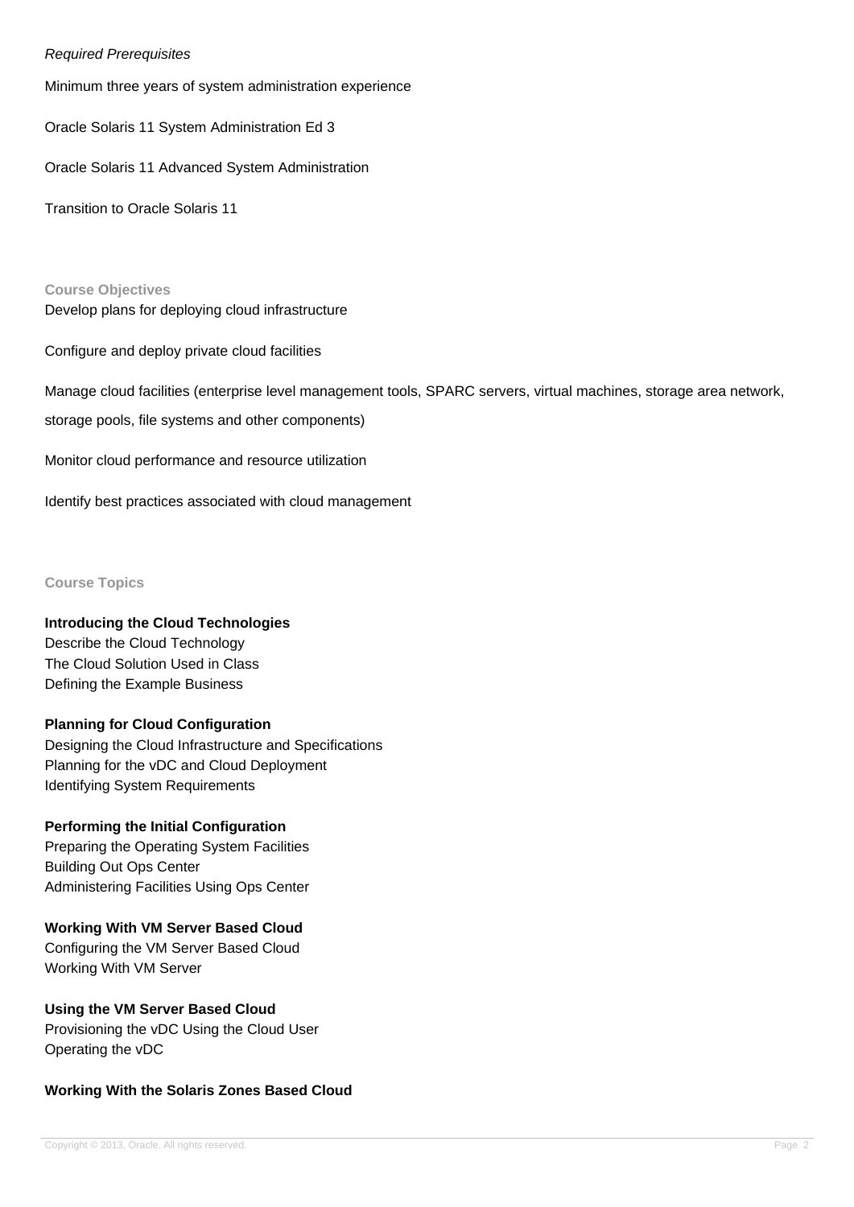*Required Prerequisites*

Minimum three years of system administration experience

Oracle Solaris 11 System Administration Ed 3

Oracle Solaris 11 Advanced System Administration

Transition to Oracle Solaris 11

## Course Objectives

Develop plans for deploying cloud infrastructure

Configure and deploy private cloud facilities

Manage cloud facilities (enterprise level management tools, SPARC servers, virtual machines, storage area network, storage pools, file systems and other components)

Monitor cloud performance and resource utilization

Identify best practices associated with cloud management

## Course Topics

**Introducing the Cloud Technologies**
Describe the Cloud Technology
The Cloud Solution Used in Class
Defining the Example Business

**Planning for Cloud Configuration**
Designing the Cloud Infrastructure and Specifications
Planning for the vDC and Cloud Deployment
Identifying System Requirements

**Performing the Initial Configuration**
Preparing the Operating System Facilities
Building Out Ops Center
Administering Facilities Using Ops Center

**Working With VM Server Based Cloud**
Configuring the VM Server Based Cloud
Working With VM Server

**Using the VM Server Based Cloud**
Provisioning the vDC Using the Cloud User
Operating the vDC

**Working With the Solaris Zones Based Cloud**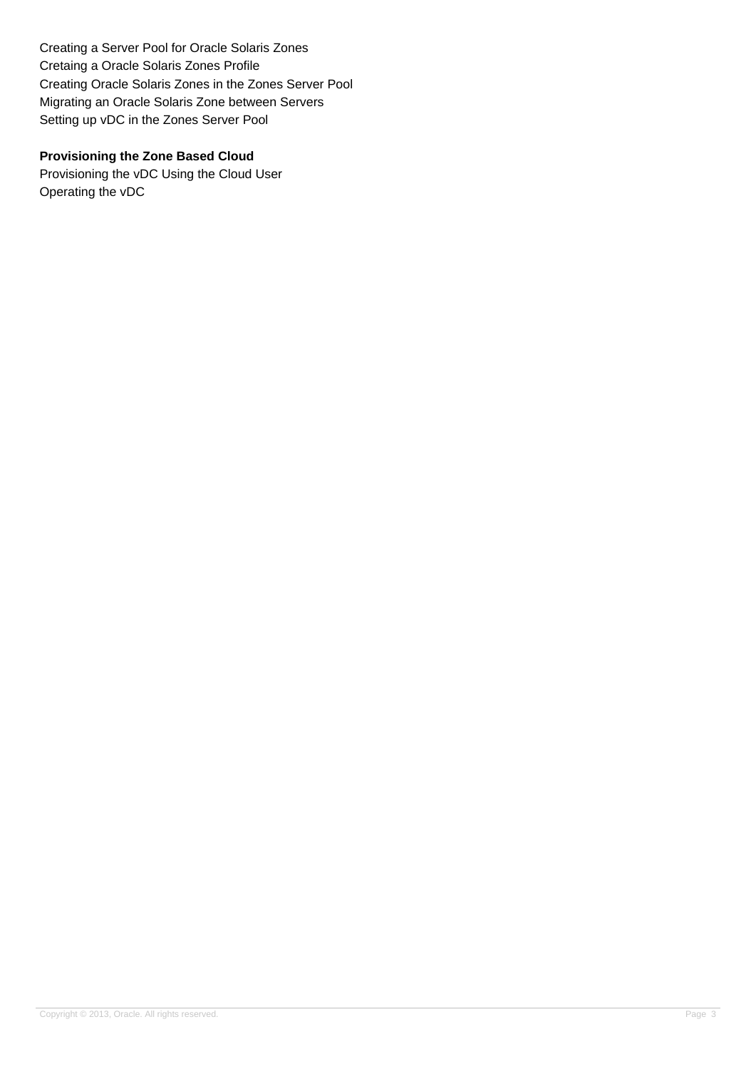Creating a Server Pool for Oracle Solaris Zones
Cretaing a Oracle Solaris Zones Profile
Creating Oracle Solaris Zones in the Zones Server Pool
Migrating an Oracle Solaris Zone between Servers
Setting up vDC in the Zones Server Pool

**Provisioning the Zone Based Cloud**
Provisioning the vDC Using the Cloud User
Operating the vDC